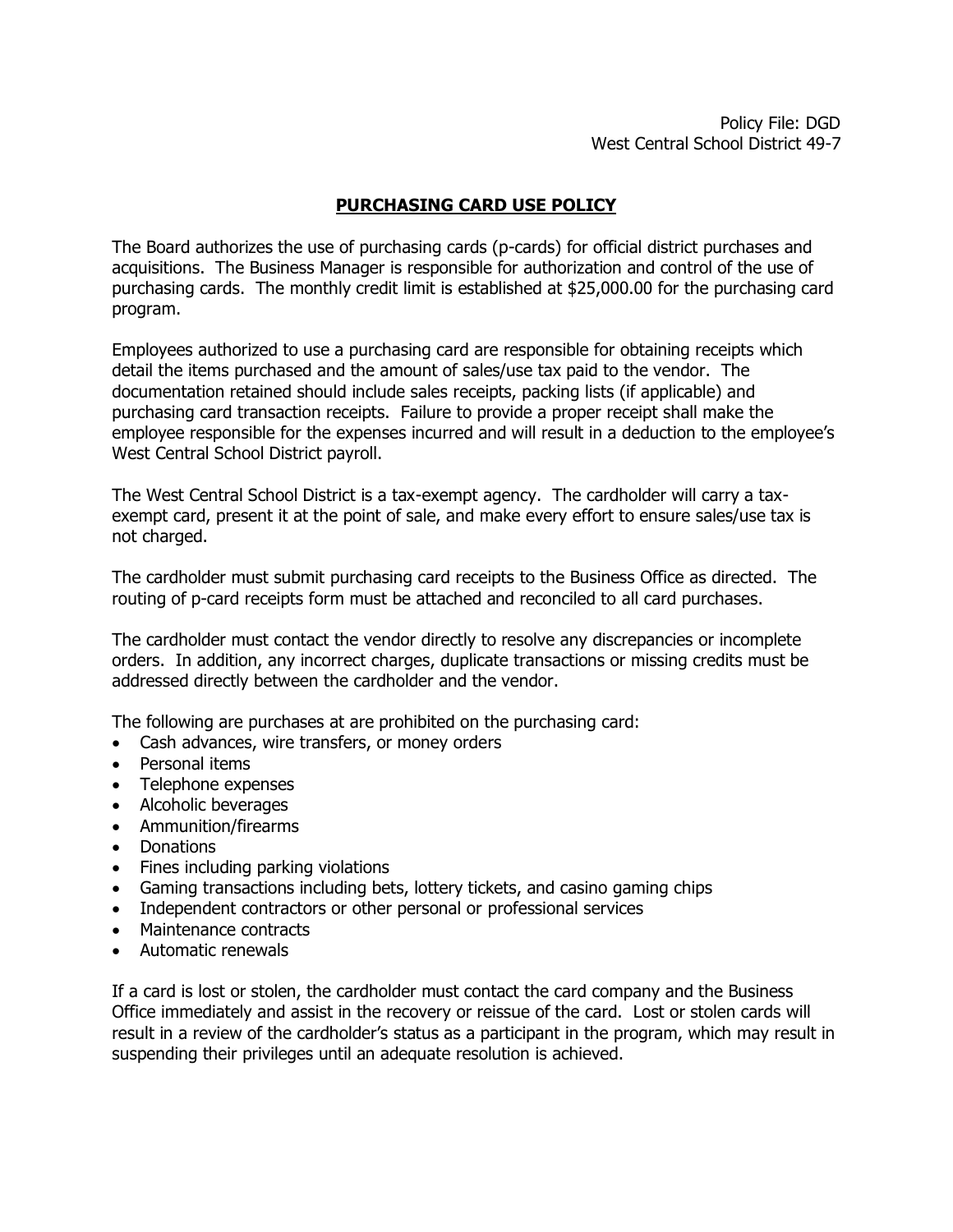Policy File: DGD
West Central School District 49-7

# PURCHASING CARD USE POLICY

The Board authorizes the use of purchasing cards (p-cards) for official district purchases and acquisitions. The Business Manager is responsible for authorization and control of the use of purchasing cards. The monthly credit limit is established at $25,000.00 for the purchasing card program.

Employees authorized to use a purchasing card are responsible for obtaining receipts which detail the items purchased and the amount of sales/use tax paid to the vendor. The documentation retained should include sales receipts, packing lists (if applicable) and purchasing card transaction receipts. Failure to provide a proper receipt shall make the employee responsible for the expenses incurred and will result in a deduction to the employee's West Central School District payroll.

The West Central School District is a tax-exempt agency. The cardholder will carry a tax-exempt card, present it at the point of sale, and make every effort to ensure sales/use tax is not charged.

The cardholder must submit purchasing card receipts to the Business Office as directed. The routing of p-card receipts form must be attached and reconciled to all card purchases.

The cardholder must contact the vendor directly to resolve any discrepancies or incomplete orders. In addition, any incorrect charges, duplicate transactions or missing credits must be addressed directly between the cardholder and the vendor.

The following are purchases at are prohibited on the purchasing card:

- Cash advances, wire transfers, or money orders
- Personal items
- Telephone expenses
- Alcoholic beverages
- Ammunition/firearms
- Donations
- Fines including parking violations
- Gaming transactions including bets, lottery tickets, and casino gaming chips
- Independent contractors or other personal or professional services
- Maintenance contracts
- Automatic renewals

If a card is lost or stolen, the cardholder must contact the card company and the Business Office immediately and assist in the recovery or reissue of the card. Lost or stolen cards will result in a review of the cardholder's status as a participant in the program, which may result in suspending their privileges until an adequate resolution is achieved.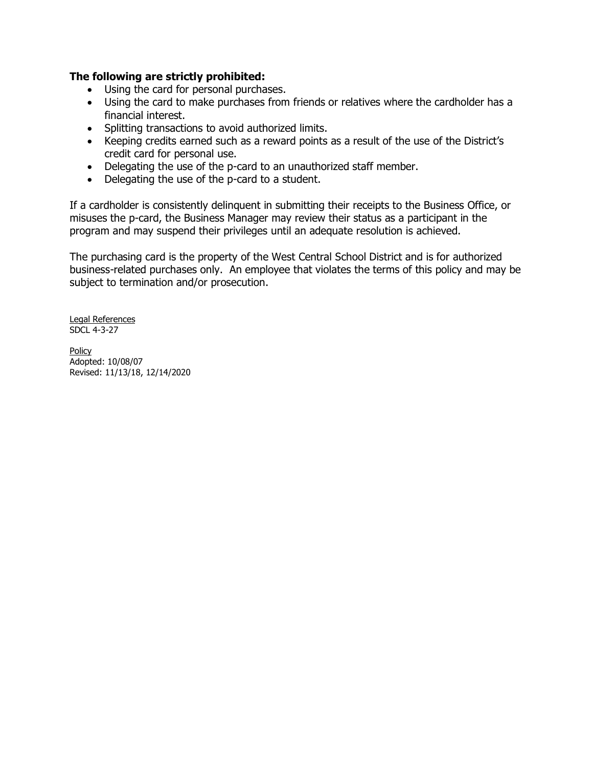**The following are strictly prohibited:**

- Using the card for personal purchases.
- Using the card to make purchases from friends or relatives where the cardholder has a financial interest.
- Splitting transactions to avoid authorized limits.
- Keeping credits earned such as a reward points as a result of the use of the District's credit card for personal use.
- Delegating the use of the p-card to an unauthorized staff member.
- Delegating the use of the p-card to a student.

If a cardholder is consistently delinquent in submitting their receipts to the Business Office, or misuses the p-card, the Business Manager may review their status as a participant in the program and may suspend their privileges until an adequate resolution is achieved.

The purchasing card is the property of the West Central School District and is for authorized business-related purchases only. An employee that violates the terms of this policy and may be subject to termination and/or prosecution.

Legal References
SDCL 4-3-27

Policy
Adopted: 10/08/07
Revised: 11/13/18, 12/14/2020